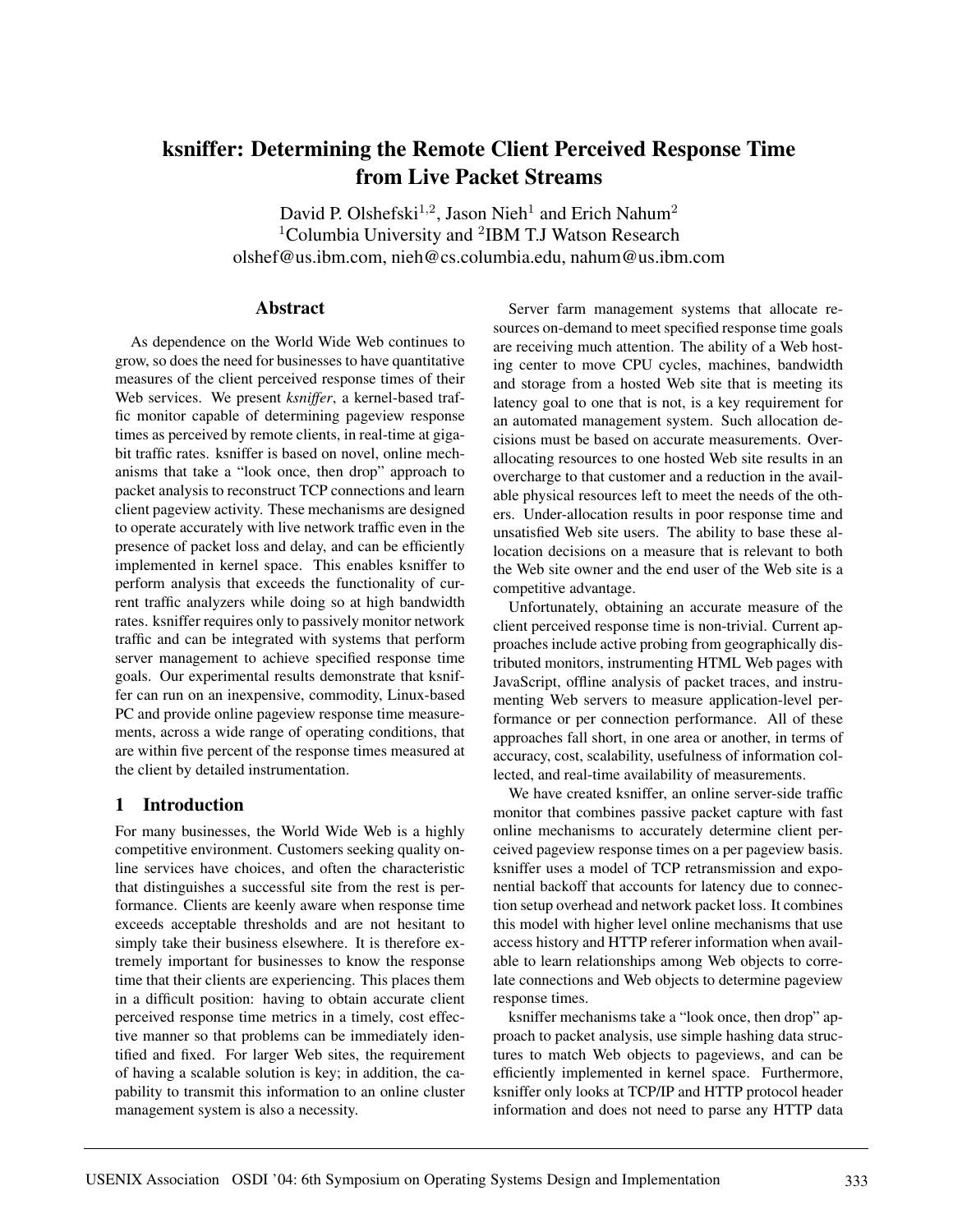# ksniffer: Determining the Remote Client Perceived Response Time from Live Packet Streams

David P. Olshefski[1,2], Jason Nieh[1] and Erich Nahum[2]
[1]Columbia University and [2]IBM T.J Watson Research
olshef@us.ibm.com, nieh@cs.columbia.edu, nahum@us.ibm.com

## Abstract

As dependence on the World Wide Web continues to grow, so does the need for businesses to have quantitative measures of the client perceived response times of their Web services. We present *ksniffer*, a kernel-based traffic monitor capable of determining pageview response times as perceived by remote clients, in real-time at gigabit traffic rates. ksniffer is based on novel, online mechanisms that take a "look once, then drop" approach to packet analysis to reconstruct TCP connections and learn client pageview activity. These mechanisms are designed to operate accurately with live network traffic even in the presence of packet loss and delay, and can be efficiently implemented in kernel space. This enables ksniffer to perform analysis that exceeds the functionality of current traffic analyzers while doing so at high bandwidth rates. ksniffer requires only to passively monitor network traffic and can be integrated with systems that perform server management to achieve specified response time goals. Our experimental results demonstrate that ksniffer can run on an inexpensive, commodity, Linux-based PC and provide online pageview response time measurements, across a wide range of operating conditions, that are within five percent of the response times measured at the client by detailed instrumentation.

## 1 Introduction

For many businesses, the World Wide Web is a highly competitive environment. Customers seeking quality online services have choices, and often the characteristic that distinguishes a successful site from the rest is performance. Clients are keenly aware when response time exceeds acceptable thresholds and are not hesitant to simply take their business elsewhere. It is therefore extremely important for businesses to know the response time that their clients are experiencing. This places them in a difficult position: having to obtain accurate client perceived response time metrics in a timely, cost effective manner so that problems can be immediately identified and fixed. For larger Web sites, the requirement of having a scalable solution is key; in addition, the capability to transmit this information to an online cluster management system is also a necessity.

Server farm management systems that allocate resources on-demand to meet specified response time goals are receiving much attention. The ability of a Web hosting center to move CPU cycles, machines, bandwidth and storage from a hosted Web site that is meeting its latency goal to one that is not, is a key requirement for an automated management system. Such allocation decisions must be based on accurate measurements. Over-allocating resources to one hosted Web site results in an overcharge to that customer and a reduction in the available physical resources left to meet the needs of the others. Under-allocation results in poor response time and unsatisfied Web site users. The ability to base these allocation decisions on a measure that is relevant to both the Web site owner and the end user of the Web site is a competitive advantage.

Unfortunately, obtaining an accurate measure of the client perceived response time is non-trivial. Current approaches include active probing from geographically distributed monitors, instrumenting HTML Web pages with JavaScript, offline analysis of packet traces, and instrumenting Web servers to measure application-level performance or per connection performance. All of these approaches fall short, in one area or another, in terms of accuracy, cost, scalability, usefulness of information collected, and real-time availability of measurements.

We have created ksniffer, an online server-side traffic monitor that combines passive packet capture with fast online mechanisms to accurately determine client perceived pageview response times on a per pageview basis. ksniffer uses a model of TCP retransmission and exponential backoff that accounts for latency due to connection setup overhead and network packet loss. It combines this model with higher level online mechanisms that use access history and HTTP referer information when available to learn relationships among Web objects to correlate connections and Web objects to determine pageview response times.

ksniffer mechanisms take a "look once, then drop" approach to packet analysis, use simple hashing data structures to match Web objects to pageviews, and can be efficiently implemented in kernel space. Furthermore, ksniffer only looks at TCP/IP and HTTP protocol header information and does not need to parse any HTTP data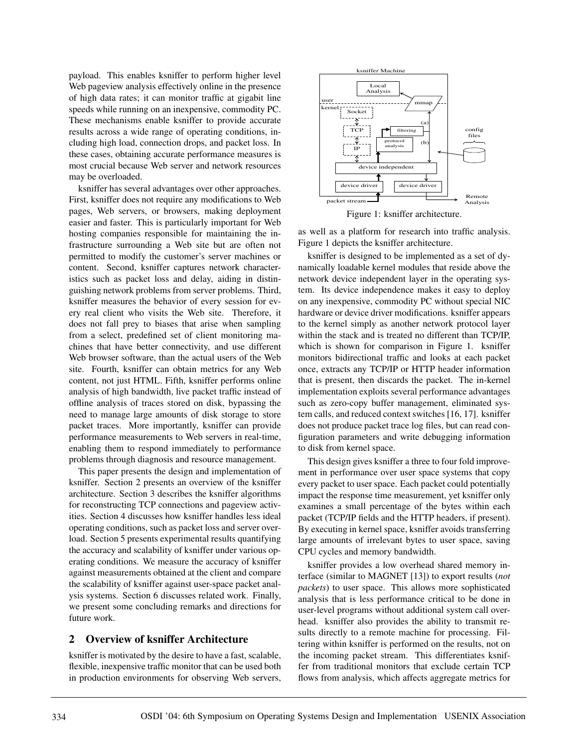payload. This enables ksniffer to perform higher level Web pageview analysis effectively online in the presence of high data rates; it can monitor traffic at gigabit line speeds while running on an inexpensive, commodity PC. These mechanisms enable ksniffer to provide accurate results across a wide range of operating conditions, including high load, connection drops, and packet loss. In these cases, obtaining accurate performance measures is most crucial because Web server and network resources may be overloaded.

ksniffer has several advantages over other approaches. First, ksniffer does not require any modifications to Web pages, Web servers, or browsers, making deployment easier and faster. This is particularly important for Web hosting companies responsible for maintaining the infrastructure surrounding a Web site but are often not permitted to modify the customer's server machines or content. Second, ksniffer captures network characteristics such as packet loss and delay, aiding in distinguishing network problems from server problems. Third, ksniffer measures the behavior of every session for every real client who visits the Web site. Therefore, it does not fall prey to biases that arise when sampling from a select, predefined set of client monitoring machines that have better connectivity, and use different Web browser software, than the actual users of the Web site. Fourth, ksniffer can obtain metrics for any Web content, not just HTML. Fifth, ksniffer performs online analysis of high bandwidth, live packet traffic instead of offline analysis of traces stored on disk, bypassing the need to manage large amounts of disk storage to store packet traces. More importantly, ksniffer can provide performance measurements to Web servers in real-time, enabling them to respond immediately to performance problems through diagnosis and resource management.

This paper presents the design and implementation of ksniffer. Section 2 presents an overview of the ksniffer architecture. Section 3 describes the ksniffer algorithms for reconstructing TCP connections and pageview activities. Section 4 discusses how ksniffer handles less ideal operating conditions, such as packet loss and server overload. Section 5 presents experimental results quantifying the accuracy and scalability of ksniffer under various operating conditions. We measure the accuracy of ksniffer against measurements obtained at the client and compare the scalability of ksniffer against user-space packet analysis systems. Section 6 discusses related work. Finally, we present some concluding remarks and directions for future work.

## 2 Overview of ksniffer Architecture

ksniffer is motivated by the desire to have a fast, scalable, flexible, inexpensive traffic monitor that can be used both in production environments for observing Web servers, as well as a platform for research into traffic analysis. Figure 1 depicts the ksniffer architecture.

Figure 1: ksniffer architecture.

ksniffer is designed to be implemented as a set of dynamically loadable kernel modules that reside above the network device independent layer in the operating system. Its device independence makes it easy to deploy on any inexpensive, commodity PC without special NIC hardware or device driver modifications. ksniffer appears to the kernel simply as another network protocol layer within the stack and is treated no different than TCP/IP, which is shown for comparison in Figure 1. ksniffer monitors bidirectional traffic and looks at each packet once, extracts any TCP/IP or HTTP header information that is present, then discards the packet. The in-kernel implementation exploits several performance advantages such as zero-copy buffer management, eliminated system calls, and reduced context switches [16, 17]. ksniffer does not produce packet trace log files, but can read configuration parameters and write debugging information to disk from kernel space.

This design gives ksniffer a three to four fold improvement in performance over user space systems that copy every packet to user space. Each packet could potentially impact the response time measurement, yet ksniffer only examines a small percentage of the bytes within each packet (TCP/IP fields and the HTTP headers, if present). By executing in kernel space, ksniffer avoids transferring large amounts of irrelevant bytes to user space, saving CPU cycles and memory bandwidth.

ksniffer provides a low overhead shared memory interface (similar to MAGNET [13]) to export results (*not packets*) to user space. This allows more sophisticated analysis that is less performance critical to be done in user-level programs without additional system call overhead. ksniffer also provides the ability to transmit results directly to a remote machine for processing. Filtering within ksniffer is performed on the results, not on the incoming packet stream. This differentiates ksniffer from traditional monitors that exclude certain TCP flows from analysis, which affects aggregate metrics for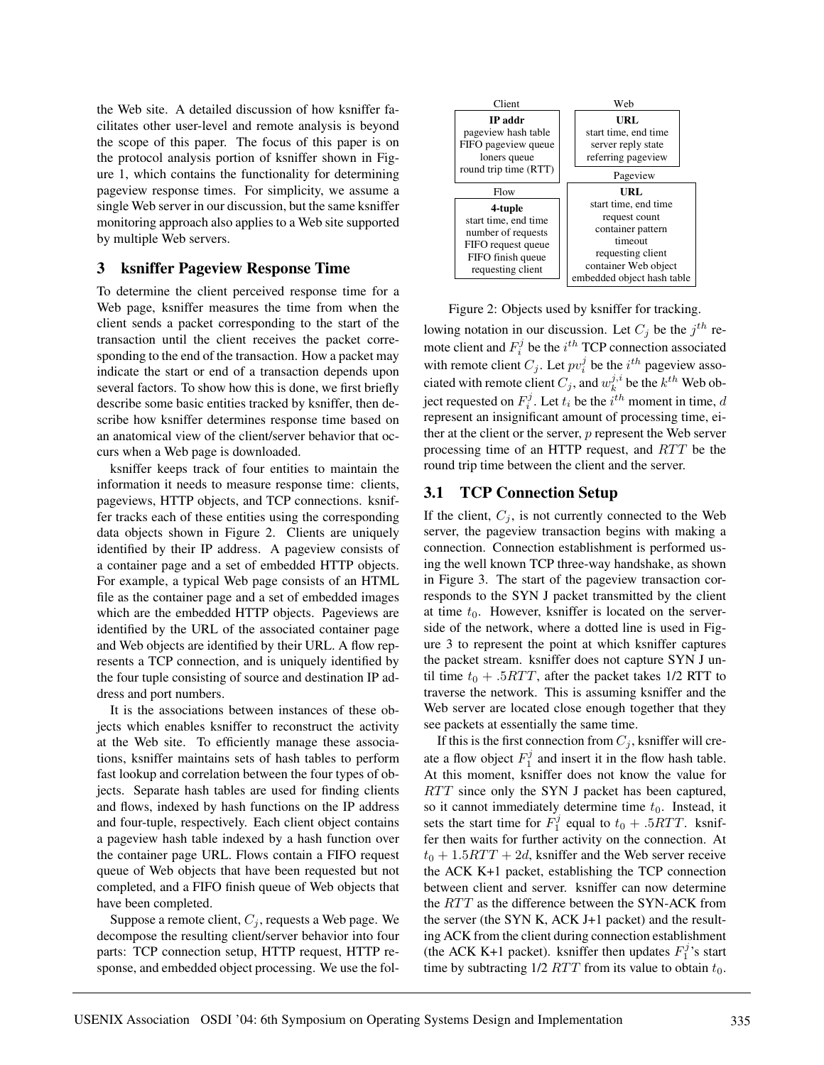the Web site. A detailed discussion of how ksniffer facilitates other user-level and remote analysis is beyond the scope of this paper. The focus of this paper is on the protocol analysis portion of ksniffer shown in Figure 1, which contains the functionality for determining pageview response times. For simplicity, we assume a single Web server in our discussion, but the same ksniffer monitoring approach also applies to a Web site supported by multiple Web servers.

## 3 ksniffer Pageview Response Time

To determine the client perceived response time for a Web page, ksniffer measures the time from when the client sends a packet corresponding to the start of the transaction until the client receives the packet corresponding to the end of the transaction. How a packet may indicate the start or end of a transaction depends upon several factors. To show how this is done, we first briefly describe some basic entities tracked by ksniffer, then describe how ksniffer determines response time based on an anatomical view of the client/server behavior that occurs when a Web page is downloaded.

ksniffer keeps track of four entities to maintain the information it needs to measure response time: clients, pageviews, HTTP objects, and TCP connections. ksniffer tracks each of these entities using the corresponding data objects shown in Figure 2. Clients are uniquely identified by their IP address. A pageview consists of a container page and a set of embedded HTTP objects. For example, a typical Web page consists of an HTML file as the container page and a set of embedded images which are the embedded HTTP objects. Pageviews are identified by the URL of the associated container page and Web objects are identified by their URL. A flow represents a TCP connection, and is uniquely identified by the four tuple consisting of source and destination IP address and port numbers.

It is the associations between instances of these objects which enables ksniffer to reconstruct the activity at the Web site. To efficiently manage these associations, ksniffer maintains sets of hash tables to perform fast lookup and correlation between the four types of objects. Separate hash tables are used for finding clients and flows, indexed by hash functions on the IP address and four-tuple, respectively. Each client object contains a pageview hash table indexed by a hash function over the container page URL. Flows contain a FIFO request queue of Web objects that have been requested but not completed, and a FIFO finish queue of Web objects that have been completed.

Suppose a remote client, $C_j$, requests a Web page. We decompose the resulting client/server behavior into four parts: TCP connection setup, HTTP request, HTTP response, and embedded object processing. We use the following notation in our discussion. Let $C_j$ be the $j^{th}$ remote client and $F_i^j$ be the $i^{th}$ TCP connection associated with remote client $C_j$. Let $pv_i^j$ be the $i^{th}$ pageview associated with remote client $C_j$, and $w_k^{j,i}$ be the $k^{th}$ Web object requested on $F_i^j$. Let $t_i$ be the $i^{th}$ moment in time, $d$ represent an insignificant amount of processing time, either at the client or the server, $p$ represent the Web server processing time of an HTTP request, and $RTT$ be the round trip time between the client and the server.

| Client | Web |
|---|---|
| **IP addr**<br>pageview hash table<br>FIFO pageview queue<br>loners queue<br>round trip time (RTT) | **URL**<br>start time, end time<br>server reply state<br>referring pageview |

| Flow | Pageview |
|---|---|
| **4-tuple**<br>start time, end time<br>number of requests<br>FIFO request queue<br>FIFO finish queue<br>requesting client | **URL**<br>start time, end time<br>request count<br>container pattern<br>timeout<br>requesting client<br>container Web object<br>embedded object hash table |

Figure 2: Objects used by ksniffer for tracking.

### 3.1 TCP Connection Setup

If the client, $C_j$, is not currently connected to the Web server, the pageview transaction begins with making a connection. Connection establishment is performed using the well known TCP three-way handshake, as shown in Figure 3. The start of the pageview transaction corresponds to the SYN J packet transmitted by the client at time $t_0$. However, ksniffer is located on the server-side of the network, where a dotted line is used in Figure 3 to represent the point at which ksniffer captures the packet stream. ksniffer does not capture SYN J until time $t_0 + .5RTT$, after the packet takes 1/2 RTT to traverse the network. This is assuming ksniffer and the Web server are located close enough together that they see packets at essentially the same time.

If this is the first connection from $C_j$, ksniffer will create a flow object $F_1^j$ and insert it in the flow hash table. At this moment, ksniffer does not know the value for $RTT$ since only the SYN J packet has been captured, so it cannot immediately determine time $t_0$. Instead, it sets the start time for $F_1^j$ equal to $t_0 + .5RTT$. ksniffer then waits for further activity on the connection. At $t_0 + 1.5RTT + 2d$, ksniffer and the Web server receive the ACK K+1 packet, establishing the TCP connection between client and server. ksniffer can now determine the $RTT$ as the difference between the SYN-ACK from the server (the SYN K, ACK J+1 packet) and the resulting ACK from the client during connection establishment (the ACK K+1 packet). ksniffer then updates $F_1^j$'s start time by subtracting 1/2 $RTT$ from its value to obtain $t_0$.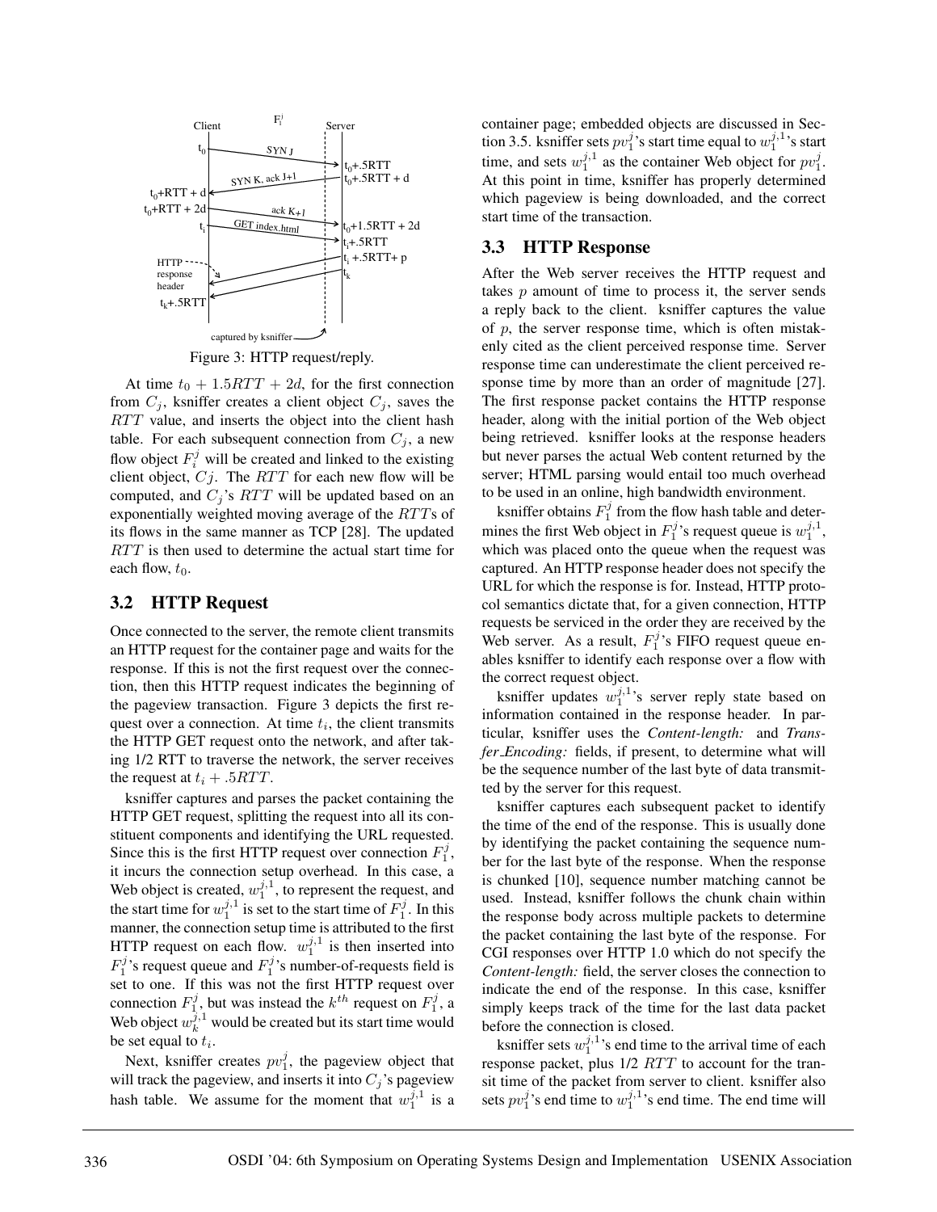Figure 3: HTTP request/reply.

At time $t_0 + 1.5RTT + 2d$, for the first connection from $C_j$, ksniffer creates a client object $C_j$, saves the $RTT$ value, and inserts the object into the client hash table. For each subsequent connection from $C_j$, a new flow object $F_i^j$ will be created and linked to the existing client object, $Cj$. The $RTT$ for each new flow will be computed, and $C_j$'s $RTT$ will be updated based on an exponentially weighted moving average of the $RTT$s of its flows in the same manner as TCP [28]. The updated $RTT$ is then used to determine the actual start time for each flow, $t_0$.

## 3.2 HTTP Request

Once connected to the server, the remote client transmits an HTTP request for the container page and waits for the response. If this is not the first request over the connection, then this HTTP request indicates the beginning of the pageview transaction. Figure 3 depicts the first request over a connection. At time $t_i$, the client transmits the HTTP GET request onto the network, and after taking 1/2 RTT to traverse the network, the server receives the request at $t_i + .5RTT$.

ksniffer captures and parses the packet containing the HTTP GET request, splitting the request into all its constituent components and identifying the URL requested. Since this is the first HTTP request over connection $F_1^j$, it incurs the connection setup overhead. In this case, a Web object is created, $w_1^{j,1}$, to represent the request, and the start time for $w_1^{j,1}$ is set to the start time of $F_1^j$. In this manner, the connection setup time is attributed to the first HTTP request on each flow. $w_1^{j,1}$ is then inserted into $F_1^j$'s request queue and $F_1^j$'s number-of-requests field is set to one. If this was not the first HTTP request over connection $F_1^j$, but was instead the $k^{th}$ request on $F_1^j$, a Web object $w_k^{j,1}$ would be created but its start time would be set equal to $t_i$.

Next, ksniffer creates $pv_1^j$, the pageview object that will track the pageview, and inserts it into $C_j$'s pageview hash table. We assume for the moment that $w_1^{j,1}$ is a container page; embedded objects are discussed in Section 3.5. ksniffer sets $pv_1^j$'s start time equal to $w_1^{j,1}$'s start time, and sets $w_1^{j,1}$ as the container Web object for $pv_1^j$. At this point in time, ksniffer has properly determined which pageview is being downloaded, and the correct start time of the transaction.

## 3.3 HTTP Response

After the Web server receives the HTTP request and takes $p$ amount of time to process it, the server sends a reply back to the client. ksniffer captures the value of $p$, the server response time, which is often mistakenly cited as the client perceived response time. Server response time can underestimate the client perceived response time by more than an order of magnitude [27]. The first response packet contains the HTTP response header, along with the initial portion of the Web object being retrieved. ksniffer looks at the response headers but never parses the actual Web content returned by the server; HTML parsing would entail too much overhead to be used in an online, high bandwidth environment.

ksniffer obtains $F_1^j$ from the flow hash table and determines the first Web object in $F_1^j$'s request queue is $w_1^{j,1}$, which was placed onto the queue when the request was captured. An HTTP response header does not specify the URL for which the response is for. Instead, HTTP protocol semantics dictate that, for a given connection, HTTP requests be serviced in the order they are received by the Web server. As a result, $F_1^j$'s FIFO request queue enables ksniffer to identify each response over a flow with the correct request object.

ksniffer updates $w_1^{j,1}$'s server reply state based on information contained in the response header. In particular, ksniffer uses the *Content-length:* and *Transfer_Encoding:* fields, if present, to determine what will be the sequence number of the last byte of data transmitted by the server for this request.

ksniffer captures each subsequent packet to identify the time of the end of the response. This is usually done by identifying the packet containing the sequence number for the last byte of the response. When the response is chunked [10], sequence number matching cannot be used. Instead, ksniffer follows the chunk chain within the response body across multiple packets to determine the packet containing the last byte of the response. For CGI responses over HTTP 1.0 which do not specify the *Content-length:* field, the server closes the connection to indicate the end of the response. In this case, ksniffer simply keeps track of the time for the last data packet before the connection is closed.

ksniffer sets $w_1^{j,1}$'s end time to the arrival time of each response packet, plus 1/2 $RTT$ to account for the transit time of the packet from server to client. ksniffer also sets $pv_1^j$'s end time to $w_1^{j,1}$'s end time. The end time will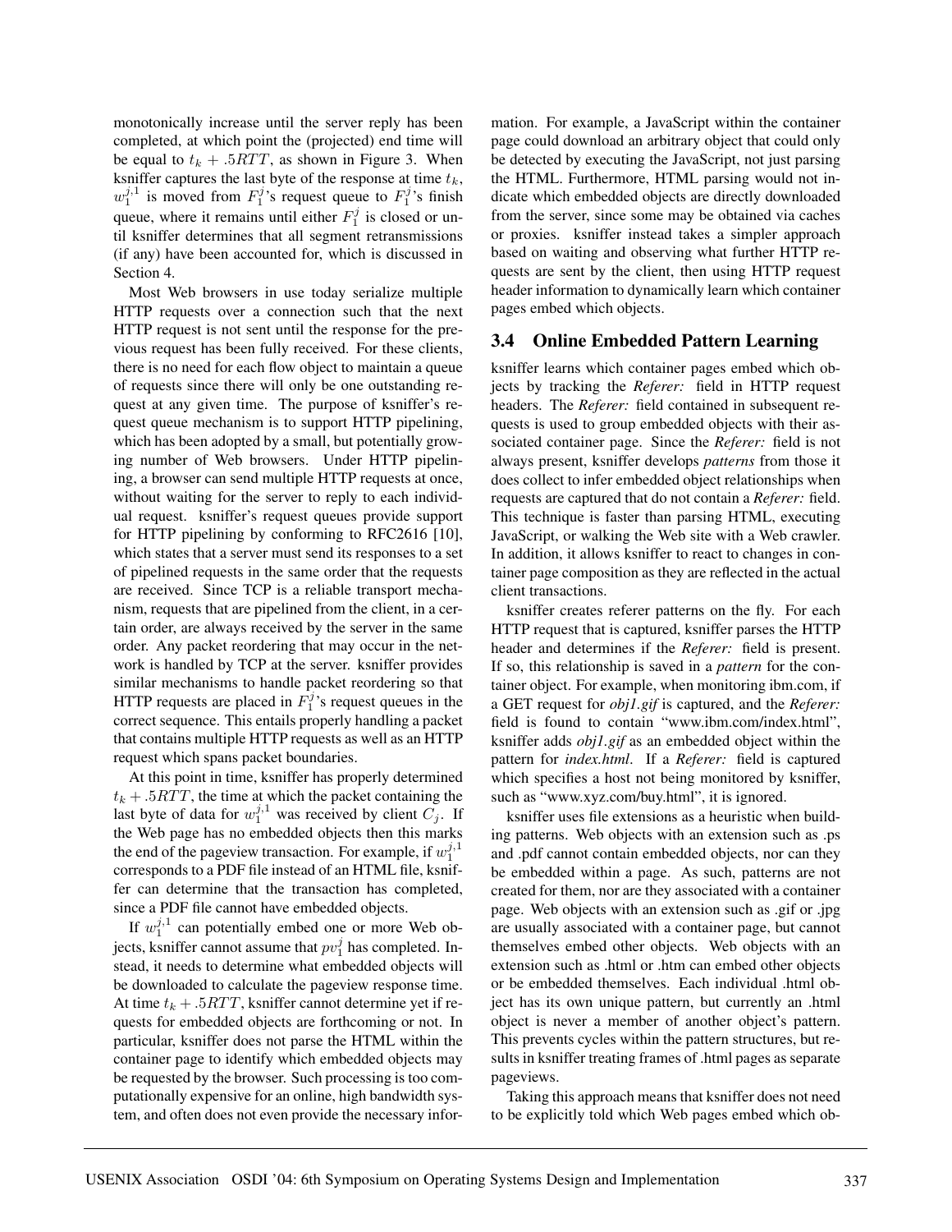monotonically increase until the server reply has been completed, at which point the (projected) end time will be equal to $t_k + .5RTT$, as shown in Figure 3. When ksniffer captures the last byte of the response at time $t_k$, $w_1^{j,1}$ is moved from $F_1^j$'s request queue to $F_1^j$'s finish queue, where it remains until either $F_1^j$ is closed or until ksniffer determines that all segment retransmissions (if any) have been accounted for, which is discussed in Section 4.

Most Web browsers in use today serialize multiple HTTP requests over a connection such that the next HTTP request is not sent until the response for the previous request has been fully received. For these clients, there is no need for each flow object to maintain a queue of requests since there will only be one outstanding request at any given time. The purpose of ksniffer's request queue mechanism is to support HTTP pipelining, which has been adopted by a small, but potentially growing number of Web browsers. Under HTTP pipelining, a browser can send multiple HTTP requests at once, without waiting for the server to reply to each individual request. ksniffer's request queues provide support for HTTP pipelining by conforming to RFC2616 [10], which states that a server must send its responses to a set of pipelined requests in the same order that the requests are received. Since TCP is a reliable transport mechanism, requests that are pipelined from the client, in a certain order, are always received by the server in the same order. Any packet reordering that may occur in the network is handled by TCP at the server. ksniffer provides similar mechanisms to handle packet reordering so that HTTP requests are placed in $F_1^j$'s request queues in the correct sequence. This entails properly handling a packet that contains multiple HTTP requests as well as an HTTP request which spans packet boundaries.

At this point in time, ksniffer has properly determined $t_k + .5RTT$, the time at which the packet containing the last byte of data for $w_1^{j,1}$ was received by client $C_j$. If the Web page has no embedded objects then this marks the end of the pageview transaction. For example, if $w_1^{j,1}$ corresponds to a PDF file instead of an HTML file, ksniffer can determine that the transaction has completed, since a PDF file cannot have embedded objects.

If $w_1^{j,1}$ can potentially embed one or more Web objects, ksniffer cannot assume that $pv_1^j$ has completed. Instead, it needs to determine what embedded objects will be downloaded to calculate the pageview response time. At time $t_k + .5RTT$, ksniffer cannot determine yet if requests for embedded objects are forthcoming or not. In particular, ksniffer does not parse the HTML within the container page to identify which embedded objects may be requested by the browser. Such processing is too computationally expensive for an online, high bandwidth system, and often does not even provide the necessary information. For example, a JavaScript within the container page could download an arbitrary object that could only be detected by executing the JavaScript, not just parsing the HTML. Furthermore, HTML parsing would not indicate which embedded objects are directly downloaded from the server, since some may be obtained via caches or proxies. ksniffer instead takes a simpler approach based on waiting and observing what further HTTP requests are sent by the client, then using HTTP request header information to dynamically learn which container pages embed which objects.

## 3.4 Online Embedded Pattern Learning

ksniffer learns which container pages embed which objects by tracking the ***Referer:*** field in HTTP request headers. The ***Referer:*** field contained in subsequent requests is used to group embedded objects with their associated container page. Since the ***Referer:*** field is not always present, ksniffer develops *patterns* from those it does collect to infer embedded object relationships when requests are captured that do not contain a ***Referer:*** field. This technique is faster than parsing HTML, executing JavaScript, or walking the Web site with a Web crawler. In addition, it allows ksniffer to react to changes in container page composition as they are reflected in the actual client transactions.

ksniffer creates referer patterns on the fly. For each HTTP request that is captured, ksniffer parses the HTTP header and determines if the ***Referer:*** field is present. If so, this relationship is saved in a *pattern* for the container object. For example, when monitoring ibm.com, if a GET request for *obj1.gif* is captured, and the ***Referer:*** field is found to contain "www.ibm.com/index.html", ksniffer adds *obj1.gif* as an embedded object within the pattern for *index.html*. If a ***Referer:*** field is captured which specifies a host not being monitored by ksniffer, such as "www.xyz.com/buy.html", it is ignored.

ksniffer uses file extensions as a heuristic when building patterns. Web objects with an extension such as .ps and .pdf cannot contain embedded objects, nor can they be embedded within a page. As such, patterns are not created for them, nor are they associated with a container page. Web objects with an extension such as .gif or .jpg are usually associated with a container page, but cannot themselves embed other objects. Web objects with an extension such as .html or .htm can embed other objects or be embedded themselves. Each individual .html object has its own unique pattern, but currently an .html object is never a member of another object's pattern. This prevents cycles within the pattern structures, but results in ksniffer treating frames of .html pages as separate pageviews.

Taking this approach means that ksniffer does not need to be explicitly told which Web pages embed which ob-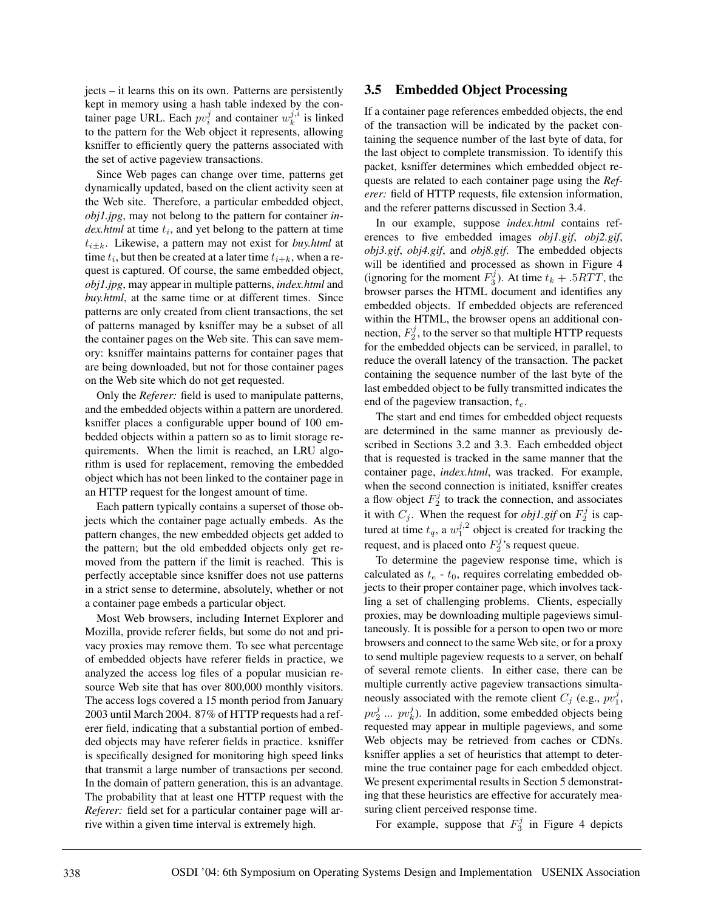jects – it learns this on its own. Patterns are persistently kept in memory using a hash table indexed by the container page URL. Each $pv_i^j$ and container $w_k^{j,i}$ is linked to the pattern for the Web object it represents, allowing ksniffer to efficiently query the patterns associated with the set of active pageview transactions.

Since Web pages can change over time, patterns get dynamically updated, based on the client activity seen at the Web site. Therefore, a particular embedded object, *obj1.jpg*, may not belong to the pattern for container *index.html* at time $t_i$, and yet belong to the pattern at time $t_{i \pm k}$. Likewise, a pattern may not exist for *buy.html* at time $t_i$, but then be created at a later time $t_{i+k}$, when a request is captured. Of course, the same embedded object, *obj1.jpg*, may appear in multiple patterns, *index.html* and *buy.html*, at the same time or at different times. Since patterns are only created from client transactions, the set of patterns managed by ksniffer may be a subset of all the container pages on the Web site. This can save memory: ksniffer maintains patterns for container pages that are being downloaded, but not for those container pages on the Web site which do not get requested.

Only the *Referer:* field is used to manipulate patterns, and the embedded objects within a pattern are unordered. ksniffer places a configurable upper bound of 100 embedded objects within a pattern so as to limit storage requirements. When the limit is reached, an LRU algorithm is used for replacement, removing the embedded object which has not been linked to the container page in an HTTP request for the longest amount of time.

Each pattern typically contains a superset of those objects which the container page actually embeds. As the pattern changes, the new embedded objects get added to the pattern; but the old embedded objects only get removed from the pattern if the limit is reached. This is perfectly acceptable since ksniffer does not use patterns in a strict sense to determine, absolutely, whether or not a container page embeds a particular object.

Most Web browsers, including Internet Explorer and Mozilla, provide referer fields, but some do not and privacy proxies may remove them. To see what percentage of embedded objects have referer fields in practice, we analyzed the access log files of a popular musician resource Web site that has over 800,000 monthly visitors. The access logs covered a 15 month period from January 2003 until March 2004. 87% of HTTP requests had a referer field, indicating that a substantial portion of embedded objects may have referer fields in practice. ksniffer is specifically designed for monitoring high speed links that transmit a large number of transactions per second. In the domain of pattern generation, this is an advantage. The probability that at least one HTTP request with the *Referer:* field set for a particular container page will arrive within a given time interval is extremely high.

## 3.5 Embedded Object Processing

If a container page references embedded objects, the end of the transaction will be indicated by the packet containing the sequence number of the last byte of data, for the last object to complete transmission. To identify this packet, ksniffer determines which embedded object requests are related to each container page using the *Referer:* field of HTTP requests, file extension information, and the referer patterns discussed in Section 3.4.

In our example, suppose *index.html* contains references to five embedded images *obj1.gif*, *obj2.gif*, *obj3.gif*, *obj4.gif*, and *obj8.gif*. The embedded objects will be identified and processed as shown in Figure 4 (ignoring for the moment $F_3^j$). At time $t_k + .5RTT$, the browser parses the HTML document and identifies any embedded objects. If embedded objects are referenced within the HTML, the browser opens an additional connection, $F_2^j$, to the server so that multiple HTTP requests for the embedded objects can be serviced, in parallel, to reduce the overall latency of the transaction. The packet containing the sequence number of the last byte of the last embedded object to be fully transmitted indicates the end of the pageview transaction, $t_e$.

The start and end times for embedded object requests are determined in the same manner as previously described in Sections 3.2 and 3.3. Each embedded object that is requested is tracked in the same manner that the container page, *index.html*, was tracked. For example, when the second connection is initiated, ksniffer creates a flow object $F_2^j$ to track the connection, and associates it with $C_j$. When the request for *obj1.gif* on $F_2^j$ is captured at time $t_q$, a $w_1^{j,2}$ object is created for tracking the request, and is placed onto $F_2^j$'s request queue.

To determine the pageview response time, which is calculated as $t_e$ - $t_0$, requires correlating embedded objects to their proper container page, which involves tackling a set of challenging problems. Clients, especially proxies, may be downloading multiple pageviews simultaneously. It is possible for a person to open two or more browsers and connect to the same Web site, or for a proxy to send multiple pageview requests to a server, on behalf of several remote clients. In either case, there can be multiple currently active pageview transactions simultaneously associated with the remote client $C_j$ (e.g., $pv_1^j$, $pv_2^j$ ... $pv_k^j$). In addition, some embedded objects being requested may appear in multiple pageviews, and some Web objects may be retrieved from caches or CDNs. ksniffer applies a set of heuristics that attempt to determine the true container page for each embedded object. We present experimental results in Section 5 demonstrating that these heuristics are effective for accurately measuring client perceived response time.

For example, suppose that $F_3^j$ in Figure 4 depicts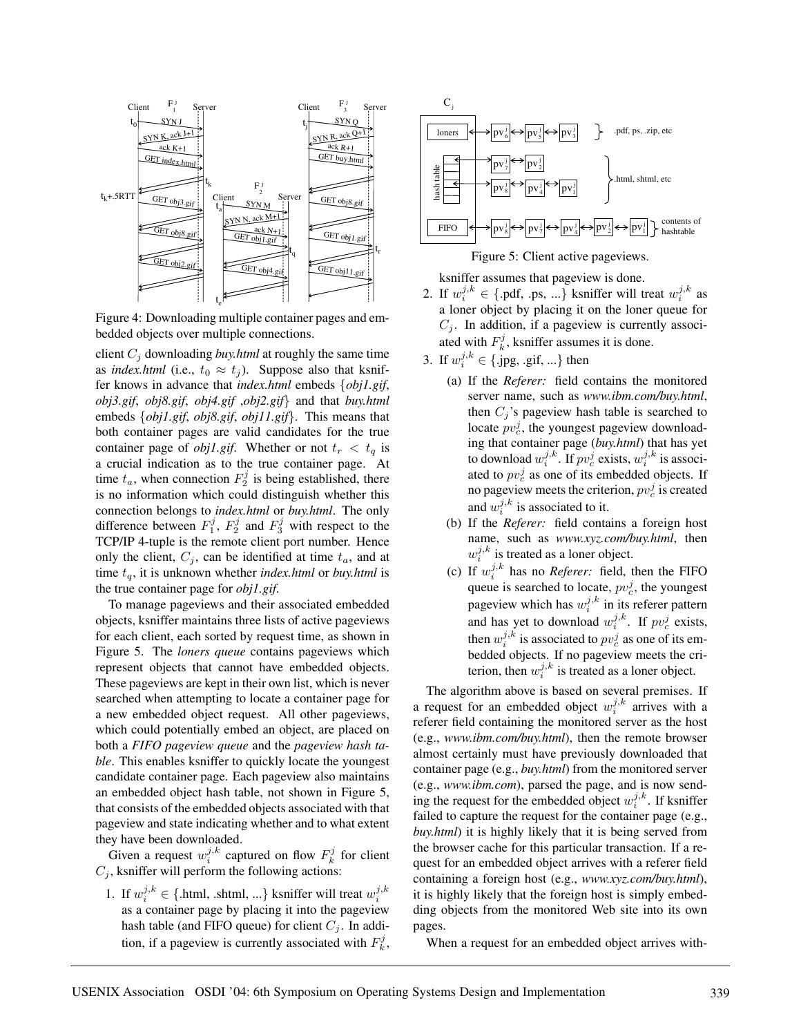Figure 4: Downloading multiple container pages and embedded objects over multiple connections.

client $C_j$ downloading *buy.html* at roughly the same time as *index.html* (i.e., $t_0 \approx t_j$). Suppose also that ksniffer knows in advance that *index.html* embeds {*obj1.gif*, *obj3.gif*, *obj8.gif*, *obj4.gif* ,*obj2.gif*} and that *buy.html* embeds {*obj1.gif*, *obj8.gif*, *obj11.gif*}. This means that both container pages are valid candidates for the true container page of *obj1.gif*. Whether or not $t_r < t_q$ is a crucial indication as to the true container page. At time $t_a$, when connection $F_2^j$ is being established, there is no information which could distinguish whether this connection belongs to *index.html* or *buy.html*. The only difference between $F_1^j$, $F_2^j$ and $F_3^j$ with respect to the TCP/IP 4-tuple is the remote client port number. Hence only the client, $C_j$, can be identified at time $t_a$, and at time $t_q$, it is unknown whether *index.html* or *buy.html* is the true container page for *obj1.gif*.

To manage pageviews and their associated embedded objects, ksniffer maintains three lists of active pageviews for each client, each sorted by request time, as shown in Figure 5. The *loners queue* contains pageviews which represent objects that cannot have embedded objects. These pageviews are kept in their own list, which is never searched when attempting to locate a container page for a new embedded object request. All other pageviews, which could potentially embed an object, are placed on both a *FIFO pageview queue* and the *pageview hash table*. This enables ksniffer to quickly locate the youngest candidate container page. Each pageview also maintains an embedded object hash table, not shown in Figure 5, that consists of the embedded objects associated with that pageview and state indicating whether and to what extent they have been downloaded.

Given a request $w_i^{j,k}$ captured on flow $F_k^j$ for client $C_j$, ksniffer will perform the following actions:

1. If $w_i^{j,k} \in$ {.html, .shtml, ...} ksniffer will treat $w_i^{j,k}$ as a container page by placing it into the pageview hash table (and FIFO queue) for client $C_j$. In addition, if a pageview is currently associated with $F_k^j$, ksniffer assumes that pageview is done.

Figure 5: Client active pageviews.

2. If $w_i^{j,k} \in$ {.pdf, .ps, ...} ksniffer will treat $w_i^{j,k}$ as a loner object by placing it on the loner queue for $C_j$. In addition, if a pageview is currently associated with $F_k^j$, ksniffer assumes it is done.
3. If $w_i^{j,k} \in$ {.jpg, .gif, ...} then
   (a) If the *Referer:* field contains the monitored server name, such as *www.ibm.com/buy.html*, then $C_j$'s pageview hash table is searched to locate $pv_c^j$, the youngest pageview downloading that container page (*buy.html*) that has yet to download $w_i^{j,k}$. If $pv_c^j$ exists, $w_i^{j,k}$ is associated to $pv_c^j$ as one of its embedded objects. If no pageview meets the criterion, $pv_c^j$ is created and $w_i^{j,k}$ is associated to it.
   (b) If the *Referer:* field contains a foreign host name, such as *www.xyz.com/buy.html*, then $w_i^{j,k}$ is treated as a loner object.
   (c) If $w_i^{j,k}$ has no *Referer:* field, then the FIFO queue is searched to locate, $pv_c^j$, the youngest pageview which has $w_i^{j,k}$ in its referer pattern and has yet to download $w_i^{j,k}$. If $pv_c^j$ exists, then $w_i^{j,k}$ is associated to $pv_c^j$ as one of its embedded objects. If no pageview meets the criterion, then $w_i^{j,k}$ is treated as a loner object.

The algorithm above is based on several premises. If a request for an embedded object $w_i^{j,k}$ arrives with a referer field containing the monitored server as the host (e.g., *www.ibm.com/buy.html*), then the remote browser almost certainly must have previously downloaded that container page (e.g., *buy.html*) from the monitored server (e.g., *www.ibm.com*), parsed the page, and is now sending the request for the embedded object $w_i^{j,k}$. If ksniffer failed to capture the request for the container page (e.g., *buy.html*) it is highly likely that it is being served from the browser cache for this particular transaction. If a request for an embedded object arrives with a referer field containing a foreign host (e.g., *www.xyz.com/buy.html*), it is highly likely that the foreign host is simply embedding objects from the monitored Web site into its own pages.

When a request for an embedded object arrives with-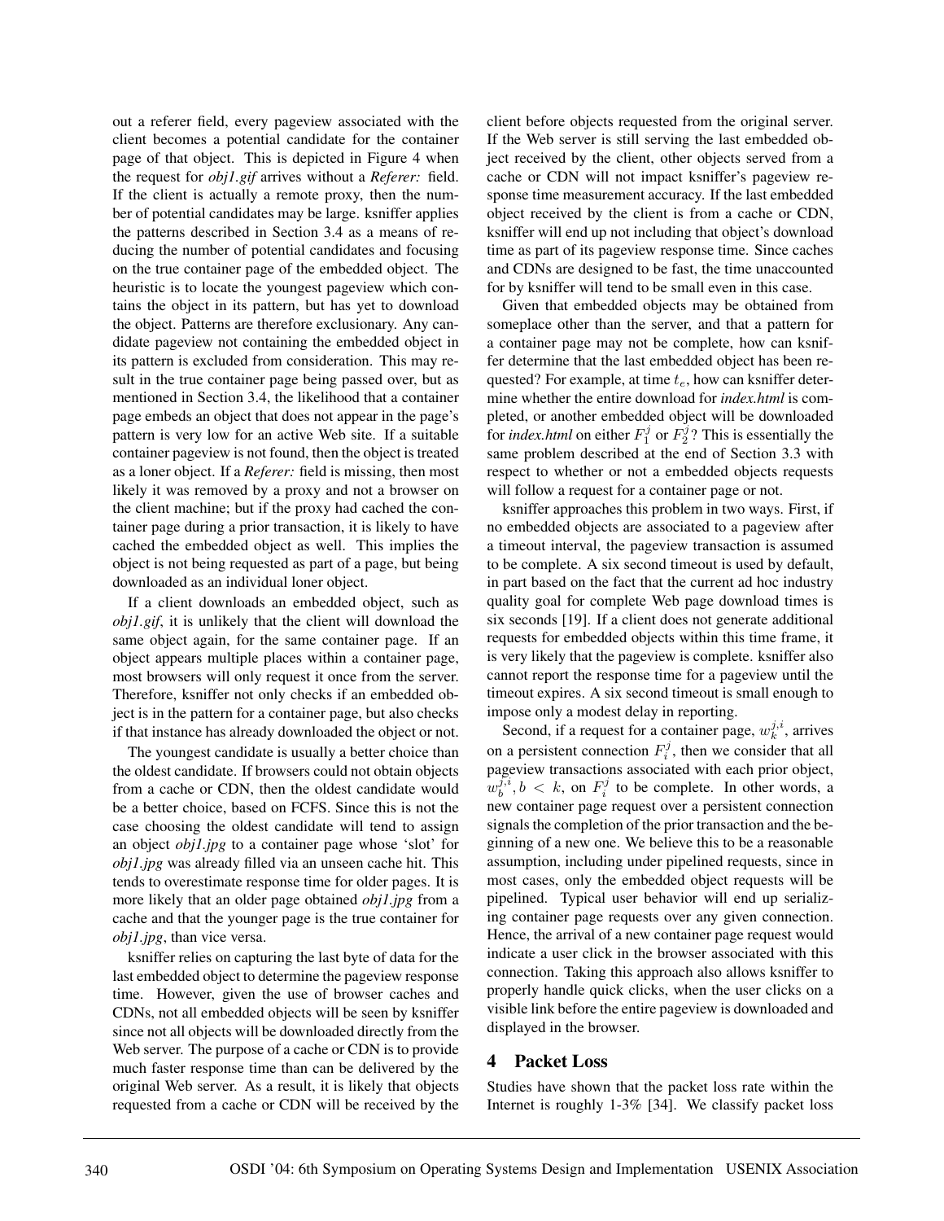out a referer field, every pageview associated with the client becomes a potential candidate for the container page of that object. This is depicted in Figure 4 when the request for *obj1.gif* arrives without a *Referer:* field. If the client is actually a remote proxy, then the number of potential candidates may be large. ksniffer applies the patterns described in Section 3.4 as a means of reducing the number of potential candidates and focusing on the true container page of the embedded object. The heuristic is to locate the youngest pageview which contains the object in its pattern, but has yet to download the object. Patterns are therefore exclusionary. Any candidate pageview not containing the embedded object in its pattern is excluded from consideration. This may result in the true container page being passed over, but as mentioned in Section 3.4, the likelihood that a container page embeds an object that does not appear in the page's pattern is very low for an active Web site. If a suitable container pageview is not found, then the object is treated as a loner object. If a *Referer:* field is missing, then most likely it was removed by a proxy and not a browser on the client machine; but if the proxy had cached the container page during a prior transaction, it is likely to have cached the embedded object as well. This implies the object is not being requested as part of a page, but being downloaded as an individual loner object.

If a client downloads an embedded object, such as *obj1.gif*, it is unlikely that the client will download the same object again, for the same container page. If an object appears multiple places within a container page, most browsers will only request it once from the server. Therefore, ksniffer not only checks if an embedded object is in the pattern for a container page, but also checks if that instance has already downloaded the object or not.

The youngest candidate is usually a better choice than the oldest candidate. If browsers could not obtain objects from a cache or CDN, then the oldest candidate would be a better choice, based on FCFS. Since this is not the case choosing the oldest candidate will tend to assign an object *obj1.jpg* to a container page whose 'slot' for *obj1.jpg* was already filled via an unseen cache hit. This tends to overestimate response time for older pages. It is more likely that an older page obtained *obj1.jpg* from a cache and that the younger page is the true container for *obj1.jpg*, than vice versa.

ksniffer relies on capturing the last byte of data for the last embedded object to determine the pageview response time. However, given the use of browser caches and CDNs, not all embedded objects will be seen by ksniffer since not all objects will be downloaded directly from the Web server. The purpose of a cache or CDN is to provide much faster response time than can be delivered by the original Web server. As a result, it is likely that objects requested from a cache or CDN will be received by the client before objects requested from the original server. If the Web server is still serving the last embedded object received by the client, other objects served from a cache or CDN will not impact ksniffer's pageview response time measurement accuracy. If the last embedded object received by the client is from a cache or CDN, ksniffer will end up not including that object's download time as part of its pageview response time. Since caches and CDNs are designed to be fast, the time unaccounted for by ksniffer will tend to be small even in this case.

Given that embedded objects may be obtained from someplace other than the server, and that a pattern for a container page may not be complete, how can ksniffer determine that the last embedded object has been requested? For example, at time $t_e$, how can ksniffer determine whether the entire download for *index.html* is completed, or another embedded object will be downloaded for *index.html* on either $F_1^j$ or $F_2^j$? This is essentially the same problem described at the end of Section 3.3 with respect to whether or not a embedded objects requests will follow a request for a container page or not.

ksniffer approaches this problem in two ways. First, if no embedded objects are associated to a pageview after a timeout interval, the pageview transaction is assumed to be complete. A six second timeout is used by default, in part based on the fact that the current ad hoc industry quality goal for complete Web page download times is six seconds [19]. If a client does not generate additional requests for embedded objects within this time frame, it is very likely that the pageview is complete. ksniffer also cannot report the response time for a pageview until the timeout expires. A six second timeout is small enough to impose only a modest delay in reporting.

Second, if a request for a container page, $w_k^{j,i}$, arrives on a persistent connection $F_i^j$, then we consider that all pageview transactions associated with each prior object, $w_b^{j,i}, b < k$, on $F_i^j$ to be complete. In other words, a new container page request over a persistent connection signals the completion of the prior transaction and the beginning of a new one. We believe this to be a reasonable assumption, including under pipelined requests, since in most cases, only the embedded object requests will be pipelined. Typical user behavior will end up serializing container page requests over any given connection. Hence, the arrival of a new container page request would indicate a user click in the browser associated with this connection. Taking this approach also allows ksniffer to properly handle quick clicks, when the user clicks on a visible link before the entire pageview is downloaded and displayed in the browser.

# 4 Packet Loss

Studies have shown that the packet loss rate within the Internet is roughly 1-3% [34]. We classify packet loss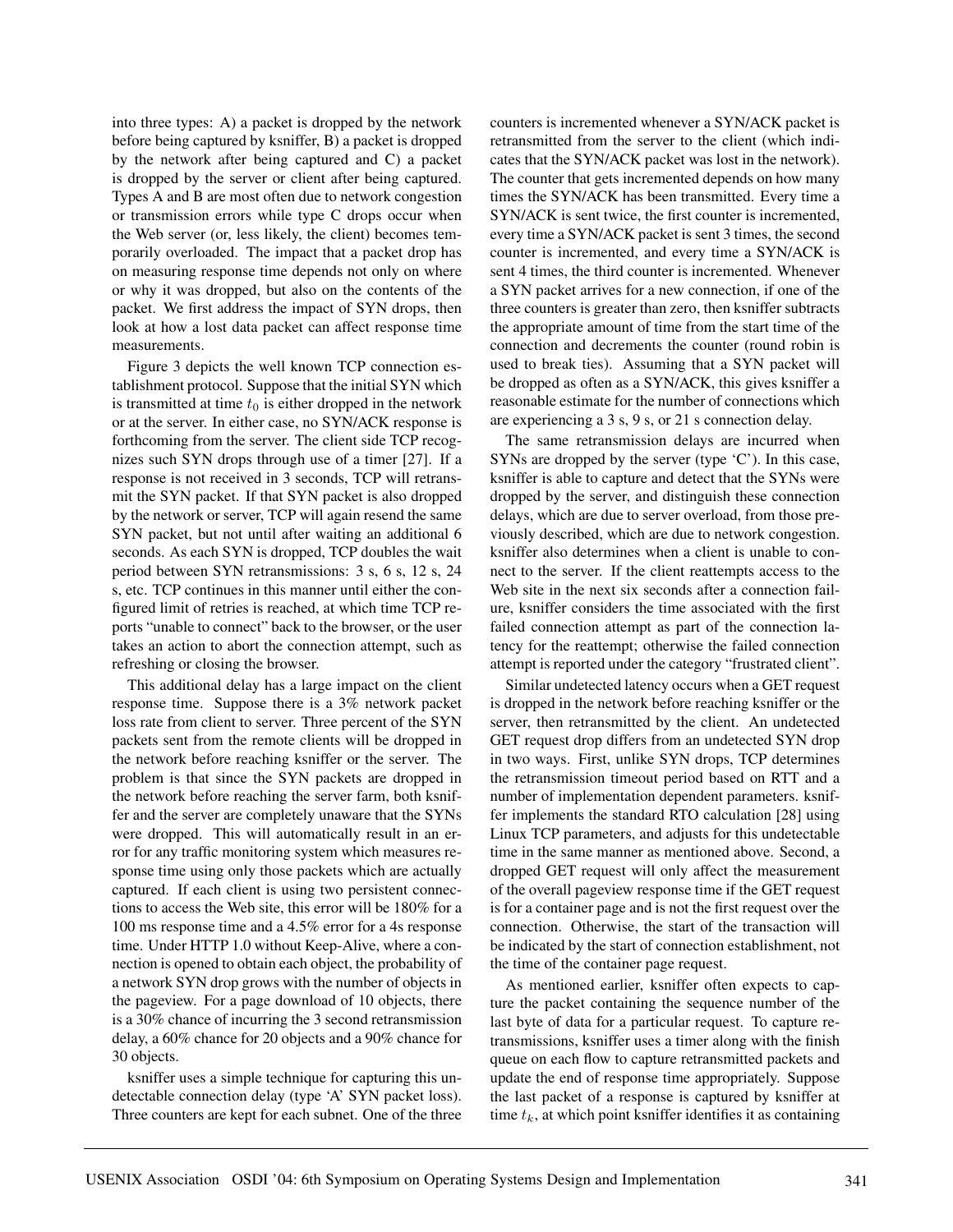into three types: A) a packet is dropped by the network before being captured by ksniffer, B) a packet is dropped by the network after being captured and C) a packet is dropped by the server or client after being captured. Types A and B are most often due to network congestion or transmission errors while type C drops occur when the Web server (or, less likely, the client) becomes temporarily overloaded. The impact that a packet drop has on measuring response time depends not only on where or why it was dropped, but also on the contents of the packet. We first address the impact of SYN drops, then look at how a lost data packet can affect response time measurements.

Figure 3 depicts the well known TCP connection establishment protocol. Suppose that the initial SYN which is transmitted at time $t_0$ is either dropped in the network or at the server. In either case, no SYN/ACK response is forthcoming from the server. The client side TCP recognizes such SYN drops through use of a timer [27]. If a response is not received in 3 seconds, TCP will retransmit the SYN packet. If that SYN packet is also dropped by the network or server, TCP will again resend the same SYN packet, but not until after waiting an additional 6 seconds. As each SYN is dropped, TCP doubles the wait period between SYN retransmissions: 3 s, 6 s, 12 s, 24 s, etc. TCP continues in this manner until either the configured limit of retries is reached, at which time TCP reports "unable to connect" back to the browser, or the user takes an action to abort the connection attempt, such as refreshing or closing the browser.

This additional delay has a large impact on the client response time. Suppose there is a 3% network packet loss rate from client to server. Three percent of the SYN packets sent from the remote clients will be dropped in the network before reaching ksniffer or the server. The problem is that since the SYN packets are dropped in the network before reaching the server farm, both ksniffer and the server are completely unaware that the SYNs were dropped. This will automatically result in an error for any traffic monitoring system which measures response time using only those packets which are actually captured. If each client is using two persistent connections to access the Web site, this error will be 180% for a 100 ms response time and a 4.5% error for a 4s response time. Under HTTP 1.0 without Keep-Alive, where a connection is opened to obtain each object, the probability of a network SYN drop grows with the number of objects in the pageview. For a page download of 10 objects, there is a 30% chance of incurring the 3 second retransmission delay, a 60% chance for 20 objects and a 90% chance for 30 objects.

ksniffer uses a simple technique for capturing this undetectable connection delay (type 'A' SYN packet loss). Three counters are kept for each subnet. One of the three counters is incremented whenever a SYN/ACK packet is retransmitted from the server to the client (which indicates that the SYN/ACK packet was lost in the network). The counter that gets incremented depends on how many times the SYN/ACK has been transmitted. Every time a SYN/ACK is sent twice, the first counter is incremented, every time a SYN/ACK packet is sent 3 times, the second counter is incremented, and every time a SYN/ACK is sent 4 times, the third counter is incremented. Whenever a SYN packet arrives for a new connection, if one of the three counters is greater than zero, then ksniffer subtracts the appropriate amount of time from the start time of the connection and decrements the counter (round robin is used to break ties). Assuming that a SYN packet will be dropped as often as a SYN/ACK, this gives ksniffer a reasonable estimate for the number of connections which are experiencing a 3 s, 9 s, or 21 s connection delay.

The same retransmission delays are incurred when SYNs are dropped by the server (type 'C'). In this case, ksniffer is able to capture and detect that the SYNs were dropped by the server, and distinguish these connection delays, which are due to server overload, from those previously described, which are due to network congestion. ksniffer also determines when a client is unable to connect to the server. If the client reattempts access to the Web site in the next six seconds after a connection failure, ksniffer considers the time associated with the first failed connection attempt as part of the connection latency for the reattempt; otherwise the failed connection attempt is reported under the category "frustrated client".

Similar undetected latency occurs when a GET request is dropped in the network before reaching ksniffer or the server, then retransmitted by the client. An undetected GET request drop differs from an undetected SYN drop in two ways. First, unlike SYN drops, TCP determines the retransmission timeout period based on RTT and a number of implementation dependent parameters. ksniffer implements the standard RTO calculation [28] using Linux TCP parameters, and adjusts for this undetectable time in the same manner as mentioned above. Second, a dropped GET request will only affect the measurement of the overall pageview response time if the GET request is for a container page and is not the first request over the connection. Otherwise, the start of the transaction will be indicated by the start of connection establishment, not the time of the container page request.

As mentioned earlier, ksniffer often expects to capture the packet containing the sequence number of the last byte of data for a particular request. To capture retransmissions, ksniffer uses a timer along with the finish queue on each flow to capture retransmitted packets and update the end of response time appropriately. Suppose the last packet of a response is captured by ksniffer at time $t_k$, at which point ksniffer identifies it as containing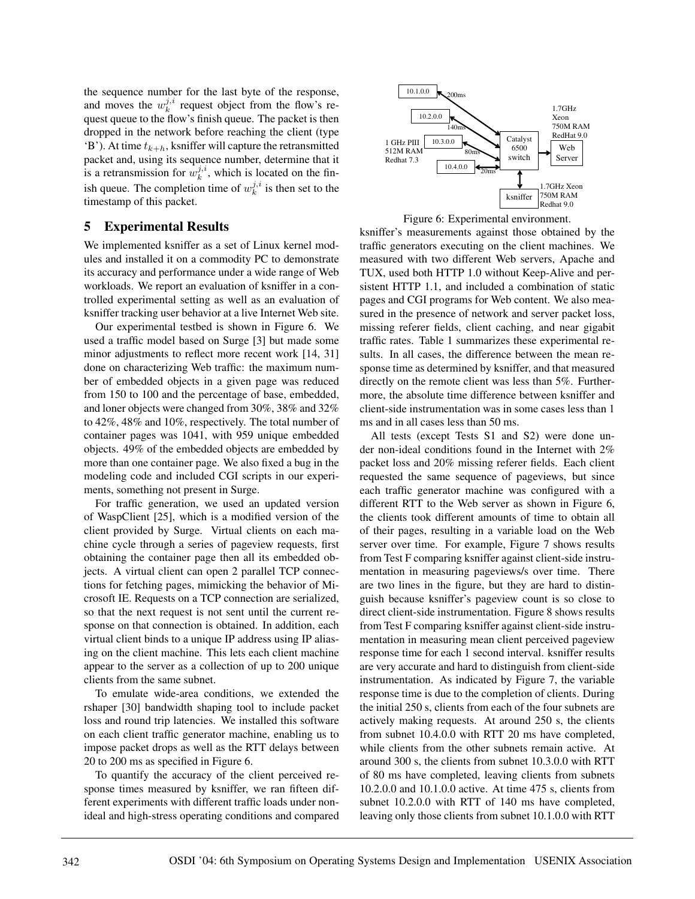the sequence number for the last byte of the response, and moves the $w_k^{j,i}$ request object from the flow's request queue to the flow's finish queue. The packet is then dropped in the network before reaching the client (type 'B'). At time $t_{k+h}$, ksniffer will capture the retransmitted packet and, using its sequence number, determine that it is a retransmission for $w_k^{j,i}$, which is located on the finish queue. The completion time of $w_k^{j,i}$ is then set to the timestamp of this packet.

## 5 Experimental Results

We implemented ksniffer as a set of Linux kernel modules and installed it on a commodity PC to demonstrate its accuracy and performance under a wide range of Web workloads. We report an evaluation of ksniffer in a controlled experimental setting as well as an evaluation of ksniffer tracking user behavior at a live Internet Web site.

Our experimental testbed is shown in Figure 6. We used a traffic model based on Surge [3] but made some minor adjustments to reflect more recent work [14, 31] done on characterizing Web traffic: the maximum number of embedded objects in a given page was reduced from 150 to 100 and the percentage of base, embedded, and loner objects were changed from 30%, 38% and 32% to 42%, 48% and 10%, respectively. The total number of container pages was 1041, with 959 unique embedded objects. 49% of the embedded objects are embedded by more than one container page. We also fixed a bug in the modeling code and included CGI scripts in our experiments, something not present in Surge.

For traffic generation, we used an updated version of WaspClient [25], which is a modified version of the client provided by Surge. Virtual clients on each machine cycle through a series of pageview requests, first obtaining the container page then all its embedded objects. A virtual client can open 2 parallel TCP connections for fetching pages, mimicking the behavior of Microsoft IE. Requests on a TCP connection are serialized, so that the next request is not sent until the current response on that connection is obtained. In addition, each virtual client binds to a unique IP address using IP aliasing on the client machine. This lets each client machine appear to the server as a collection of up to 200 unique clients from the same subnet.

To emulate wide-area conditions, we extended the rshaper [30] bandwidth shaping tool to include packet loss and round trip latencies. We installed this software on each client traffic generator machine, enabling us to impose packet drops as well as the RTT delays between 20 to 200 ms as specified in Figure 6.

To quantify the accuracy of the client perceived response times measured by ksniffer, we ran fifteen different experiments with different traffic loads under non-ideal and high-stress operating conditions and compared ksniffer's measurements against those obtained by the traffic generators executing on the client machines. We measured with two different Web servers, Apache and TUX, used both HTTP 1.0 without Keep-Alive and persistent HTTP 1.1, and included a combination of static pages and CGI programs for Web content. We also measured in the presence of network and server packet loss, missing referer fields, client caching, and near gigabit traffic rates. Table 1 summarizes these experimental results. In all cases, the difference between the mean response time as determined by ksniffer, and that measured directly on the remote client was less than 5%. Furthermore, the absolute time difference between ksniffer and client-side instrumentation was in some cases less than 1 ms and in all cases less than 50 ms.

10.1.0.0 — 200ms; 10.2.0.0 — 140ms; 10.3.0.0 — 80ms; 10.4.0.0 — 20ms; clients: 1 GHz PIII, 512M RAM, Redhat 7.3; Catalyst 6500 switch; Web Server: 1.7GHz Xeon, 750M RAM, RedHat 9.0; ksniffer: 1.7GHz Xeon, 750M RAM, Redhat 9.0

Figure 6: Experimental environment.

All tests (except Tests S1 and S2) were done under non-ideal conditions found in the Internet with 2% packet loss and 20% missing referer fields. Each client requested the same sequence of pageviews, but since each traffic generator machine was configured with a different RTT to the Web server as shown in Figure 6, the clients took different amounts of time to obtain all of their pages, resulting in a variable load on the Web server over time. For example, Figure 7 shows results from Test F comparing ksniffer against client-side instrumentation in measuring pageviews/s over time. There are two lines in the figure, but they are hard to distinguish because ksniffer's pageview count is so close to direct client-side instrumentation. Figure 8 shows results from Test F comparing ksniffer against client-side instrumentation in measuring mean client perceived pageview response time for each 1 second interval. ksniffer results are very accurate and hard to distinguish from client-side instrumentation. As indicated by Figure 7, the variable response time is due to the completion of clients. During the initial 250 s, clients from each of the four subnets are actively making requests. At around 250 s, the clients from subnet 10.4.0.0 with RTT 20 ms have completed, while clients from the other subnets remain active. At around 300 s, the clients from subnet 10.3.0.0 with RTT of 80 ms have completed, leaving clients from subnets 10.2.0.0 and 10.1.0.0 active. At time 475 s, clients from subnet 10.2.0.0 with RTT of 140 ms have completed, leaving only those clients from subnet 10.1.0.0 with RTT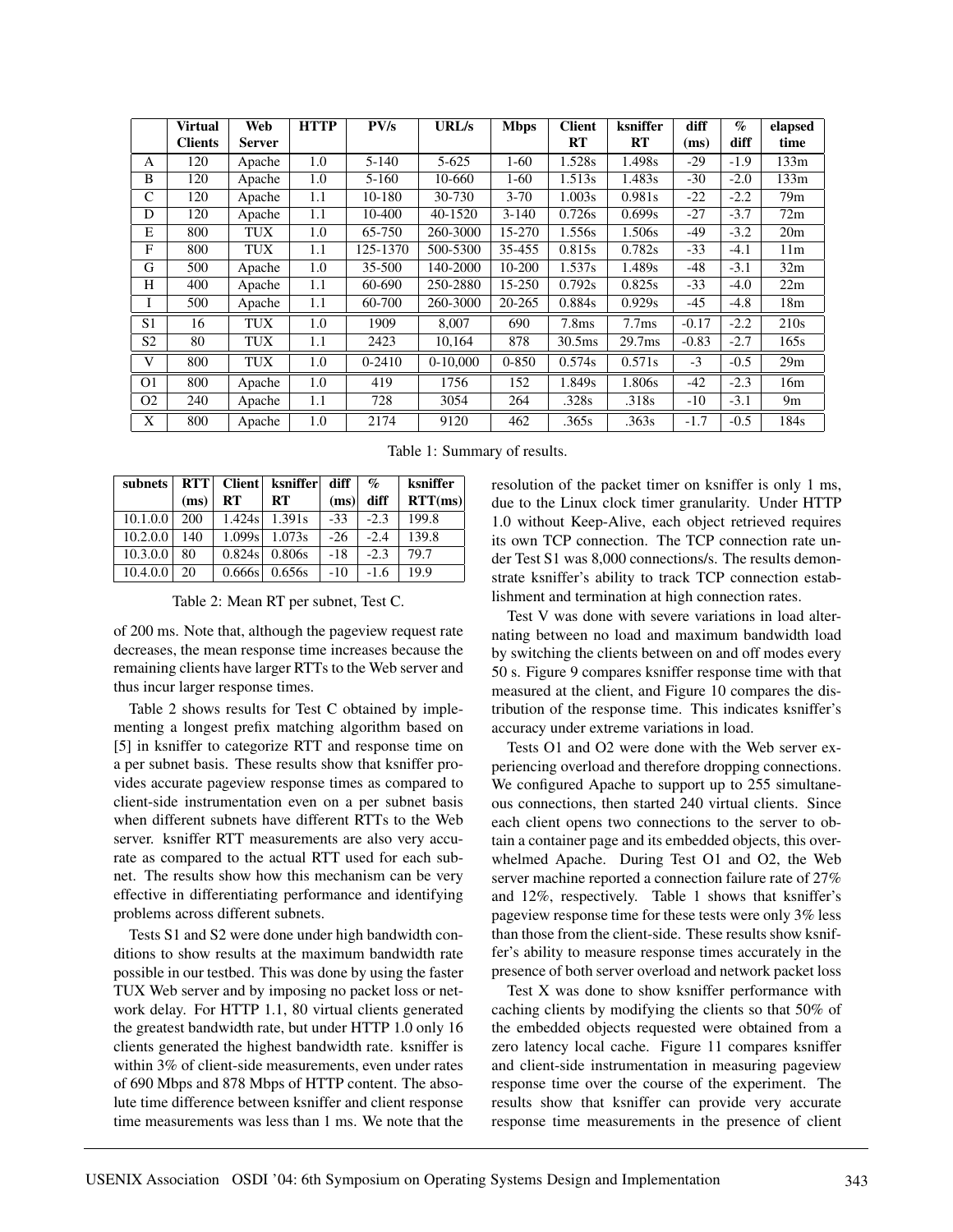|  | Virtual Clients | Web Server | HTTP | PV/s | URL/s | Mbps | Client RT | ksniffer RT | diff (ms) | % diff | elapsed time |
|---|---|---|---|---|---|---|---|---|---|---|---|
| A | 120 | Apache | 1.0 | 5-140 | 5-625 | 1-60 | 1.528s | 1.498s | -29 | -1.9 | 133m |
| B | 120 | Apache | 1.0 | 5-160 | 10-660 | 1-60 | 1.513s | 1.483s | -30 | -2.0 | 133m |
| C | 120 | Apache | 1.1 | 10-180 | 30-730 | 3-70 | 1.003s | 0.981s | -22 | -2.2 | 79m |
| D | 120 | Apache | 1.1 | 10-400 | 40-1520 | 3-140 | 0.726s | 0.699s | -27 | -3.7 | 72m |
| E | 800 | TUX | 1.0 | 65-750 | 260-3000 | 15-270 | 1.556s | 1.506s | -49 | -3.2 | 20m |
| F | 800 | TUX | 1.1 | 125-1370 | 500-5300 | 35-455 | 0.815s | 0.782s | -33 | -4.1 | 11m |
| G | 500 | Apache | 1.0 | 35-500 | 140-2000 | 10-200 | 1.537s | 1.489s | -48 | -3.1 | 32m |
| H | 400 | Apache | 1.1 | 60-690 | 250-2880 | 15-250 | 0.792s | 0.825s | -33 | -4.0 | 22m |
| I | 500 | Apache | 1.1 | 60-700 | 260-3000 | 20-265 | 0.884s | 0.929s | -45 | -4.8 | 18m |
| S1 | 16 | TUX | 1.0 | 1909 | 8,007 | 690 | 7.8ms | 7.7ms | -0.17 | -2.2 | 210s |
| S2 | 80 | TUX | 1.1 | 2423 | 10,164 | 878 | 30.5ms | 29.7ms | -0.83 | -2.7 | 165s |
| V | 800 | TUX | 1.0 | 0-2410 | 0-10,000 | 0-850 | 0.574s | 0.571s | -3 | -0.5 | 29m |
| O1 | 800 | Apache | 1.0 | 419 | 1756 | 152 | 1.849s | 1.806s | -42 | -2.3 | 16m |
| O2 | 240 | Apache | 1.1 | 728 | 3054 | 264 | .328s | .318s | -10 | -3.1 | 9m |
| X | 800 | Apache | 1.0 | 2174 | 9120 | 462 | .365s | .363s | -1.7 | -0.5 | 184s |

Table 1: Summary of results.

| subnets | RTT (ms) | Client RT | ksniffer RT | diff (ms) | % diff | ksniffer RTT(ms) |
|---|---|---|---|---|---|---|
| 10.1.0.0 | 200 | 1.424s | 1.391s | -33 | -2.3 | 199.8 |
| 10.2.0.0 | 140 | 1.099s | 1.073s | -26 | -2.4 | 139.8 |
| 10.3.0.0 | 80 | 0.824s | 0.806s | -18 | -2.3 | 79.7 |
| 10.4.0.0 | 20 | 0.666s | 0.656s | -10 | -1.6 | 19.9 |

Table 2: Mean RT per subnet, Test C.

of 200 ms. Note that, although the pageview request rate decreases, the mean response time increases because the remaining clients have larger RTTs to the Web server and thus incur larger response times.

Table 2 shows results for Test C obtained by implementing a longest prefix matching algorithm based on [5] in ksniffer to categorize RTT and response time on a per subnet basis. These results show that ksniffer provides accurate pageview response times as compared to client-side instrumentation even on a per subnet basis when different subnets have different RTTs to the Web server. ksniffer RTT measurements are also very accurate as compared to the actual RTT used for each subnet. The results show how this mechanism can be very effective in differentiating performance and identifying problems across different subnets.

Tests S1 and S2 were done under high bandwidth conditions to show results at the maximum bandwidth rate possible in our testbed. This was done by using the faster TUX Web server and by imposing no packet loss or network delay. For HTTP 1.1, 80 virtual clients generated the greatest bandwidth rate, but under HTTP 1.0 only 16 clients generated the highest bandwidth rate. ksniffer is within 3% of client-side measurements, even under rates of 690 Mbps and 878 Mbps of HTTP content. The absolute time difference between ksniffer and client response time measurements was less than 1 ms. We note that the resolution of the packet timer on ksniffer is only 1 ms, due to the Linux clock timer granularity. Under HTTP 1.0 without Keep-Alive, each object retrieved requires its own TCP connection. The TCP connection rate under Test S1 was 8,000 connections/s. The results demonstrate ksniffer's ability to track TCP connection establishment and termination at high connection rates.

Test V was done with severe variations in load alternating between no load and maximum bandwidth load by switching the clients between on and off modes every 50 s. Figure 9 compares ksniffer response time with that measured at the client, and Figure 10 compares the distribution of the response time. This indicates ksniffer's accuracy under extreme variations in load.

Tests O1 and O2 were done with the Web server experiencing overload and therefore dropping connections. We configured Apache to support up to 255 simultaneous connections, then started 240 virtual clients. Since each client opens two connections to the server to obtain a container page and its embedded objects, this overwhelmed Apache. During Test O1 and O2, the Web server machine reported a connection failure rate of 27% and 12%, respectively. Table 1 shows that ksniffer's pageview response time for these tests were only 3% less than those from the client-side. These results show ksniffer's ability to measure response times accurately in the presence of both server overload and network packet loss

Test X was done to show ksniffer performance with caching clients by modifying the clients so that 50% of the embedded objects requested were obtained from a zero latency local cache. Figure 11 compares ksniffer and client-side instrumentation in measuring pageview response time over the course of the experiment. The results show that ksniffer can provide very accurate response time measurements in the presence of client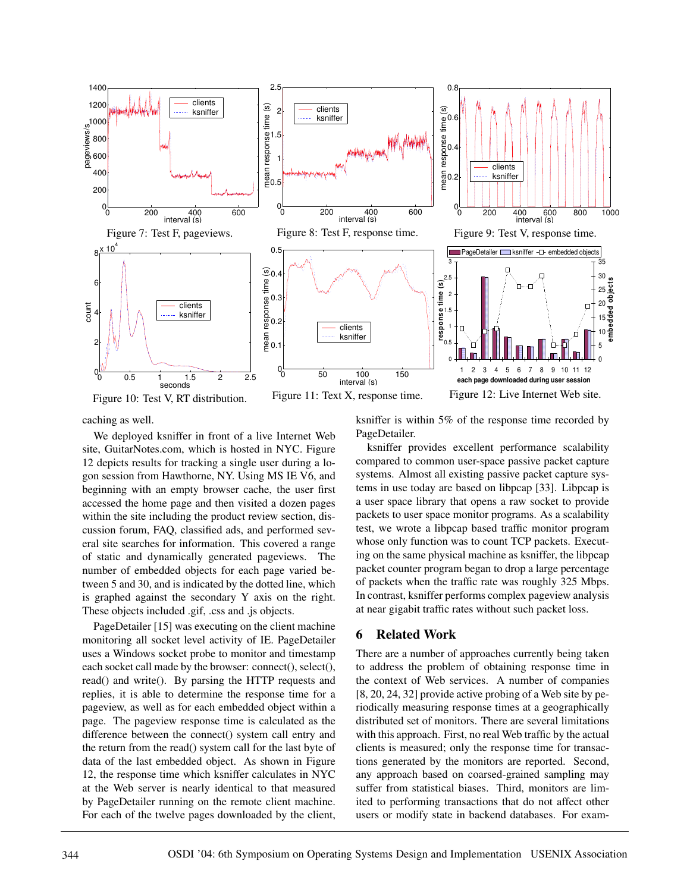Figure 7: Test F, pageviews.

Figure 8: Test F, response time.

Figure 9: Test V, response time.

Figure 10: Test V, RT distribution.

Figure 11: Text X, response time.

Figure 12: Live Internet Web site.

caching as well.

We deployed ksniffer in front of a live Internet Web site, GuitarNotes.com, which is hosted in NYC. Figure 12 depicts results for tracking a single user during a logon session from Hawthorne, NY. Using MS IE V6, and beginning with an empty browser cache, the user first accessed the home page and then visited a dozen pages within the site including the product review section, discussion forum, FAQ, classified ads, and performed several site searches for information. This covered a range of static and dynamically generated pageviews. The number of embedded objects for each page varied between 5 and 30, and is indicated by the dotted line, which is graphed against the secondary Y axis on the right. These objects included .gif, .css and .js objects.

PageDetailer [15] was executing on the client machine monitoring all socket level activity of IE. PageDetailer uses a Windows socket probe to monitor and timestamp each socket call made by the browser: connect(), select(), read() and write(). By parsing the HTTP requests and replies, it is able to determine the response time for a pageview, as well as for each embedded object within a page. The pageview response time is calculated as the difference between the connect() system call entry and the return from the read() system call for the last byte of data of the last embedded object. As shown in Figure 12, the response time which ksniffer calculates in NYC at the Web server is nearly identical to that measured by PageDetailer running on the remote client machine. For each of the twelve pages downloaded by the client, ksniffer is within 5% of the response time recorded by PageDetailer.

ksniffer provides excellent performance scalability compared to common user-space passive packet capture systems. Almost all existing passive packet capture systems in use today are based on libpcap [33]. Libpcap is a user space library that opens a raw socket to provide packets to user space monitor programs. As a scalability test, we wrote a libpcap based traffic monitor program whose only function was to count TCP packets. Executing on the same physical machine as ksniffer, the libpcap packet counter program began to drop a large percentage of packets when the traffic rate was roughly 325 Mbps. In contrast, ksniffer performs complex pageview analysis at near gigabit traffic rates without such packet loss.

# 6 Related Work

There are a number of approaches currently being taken to address the problem of obtaining response time in the context of Web services. A number of companies [8, 20, 24, 32] provide active probing of a Web site by periodically measuring response times at a geographically distributed set of monitors. There are several limitations with this approach. First, no real Web traffic by the actual clients is measured; only the response time for transactions generated by the monitors are reported. Second, any approach based on coarsed-grained sampling may suffer from statistical biases. Third, monitors are limited to performing transactions that do not affect other users or modify state in backend databases. For exam-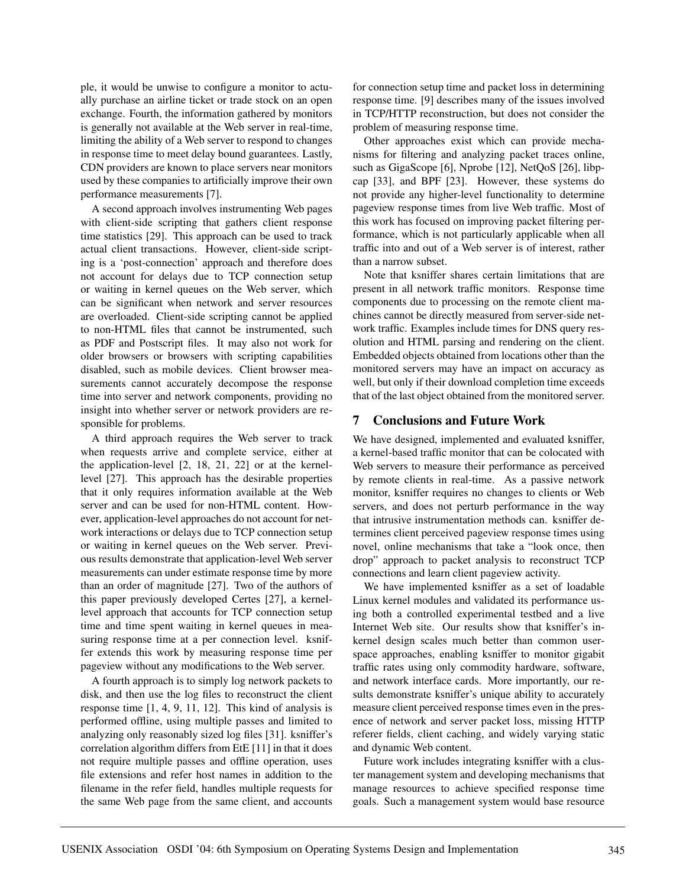ple, it would be unwise to configure a monitor to actually purchase an airline ticket or trade stock on an open exchange. Fourth, the information gathered by monitors is generally not available at the Web server in real-time, limiting the ability of a Web server to respond to changes in response time to meet delay bound guarantees. Lastly, CDN providers are known to place servers near monitors used by these companies to artificially improve their own performance measurements [7].

A second approach involves instrumenting Web pages with client-side scripting that gathers client response time statistics [29]. This approach can be used to track actual client transactions. However, client-side scripting is a 'post-connection' approach and therefore does not account for delays due to TCP connection setup or waiting in kernel queues on the Web server, which can be significant when network and server resources are overloaded. Client-side scripting cannot be applied to non-HTML files that cannot be instrumented, such as PDF and Postscript files. It may also not work for older browsers or browsers with scripting capabilities disabled, such as mobile devices. Client browser measurements cannot accurately decompose the response time into server and network components, providing no insight into whether server or network providers are responsible for problems.

A third approach requires the Web server to track when requests arrive and complete service, either at the application-level [2, 18, 21, 22] or at the kernel-level [27]. This approach has the desirable properties that it only requires information available at the Web server and can be used for non-HTML content. However, application-level approaches do not account for network interactions or delays due to TCP connection setup or waiting in kernel queues on the Web server. Previous results demonstrate that application-level Web server measurements can under estimate response time by more than an order of magnitude [27]. Two of the authors of this paper previously developed Certes [27], a kernel-level approach that accounts for TCP connection setup time and time spent waiting in kernel queues in measuring response time at a per connection level. ksniffer extends this work by measuring response time per pageview without any modifications to the Web server.

A fourth approach is to simply log network packets to disk, and then use the log files to reconstruct the client response time [1, 4, 9, 11, 12]. This kind of analysis is performed offline, using multiple passes and limited to analyzing only reasonably sized log files [31]. ksniffer's correlation algorithm differs from EtE [11] in that it does not require multiple passes and offline operation, uses file extensions and refer host names in addition to the filename in the refer field, handles multiple requests for the same Web page from the same client, and accounts for connection setup time and packet loss in determining response time. [9] describes many of the issues involved in TCP/HTTP reconstruction, but does not consider the problem of measuring response time.

Other approaches exist which can provide mechanisms for filtering and analyzing packet traces online, such as GigaScope [6], Nprobe [12], NetQoS [26], libpcap [33], and BPF [23]. However, these systems do not provide any higher-level functionality to determine pageview response times from live Web traffic. Most of this work has focused on improving packet filtering performance, which is not particularly applicable when all traffic into and out of a Web server is of interest, rather than a narrow subset.

Note that ksniffer shares certain limitations that are present in all network traffic monitors. Response time components due to processing on the remote client machines cannot be directly measured from server-side network traffic. Examples include times for DNS query resolution and HTML parsing and rendering on the client. Embedded objects obtained from locations other than the monitored servers may have an impact on accuracy as well, but only if their download completion time exceeds that of the last object obtained from the monitored server.

## 7 Conclusions and Future Work

We have designed, implemented and evaluated ksniffer, a kernel-based traffic monitor that can be colocated with Web servers to measure their performance as perceived by remote clients in real-time. As a passive network monitor, ksniffer requires no changes to clients or Web servers, and does not perturb performance in the way that intrusive instrumentation methods can. ksniffer determines client perceived pageview response times using novel, online mechanisms that take a "look once, then drop" approach to packet analysis to reconstruct TCP connections and learn client pageview activity.

We have implemented ksniffer as a set of loadable Linux kernel modules and validated its performance using both a controlled experimental testbed and a live Internet Web site. Our results show that ksniffer's in-kernel design scales much better than common user-space approaches, enabling ksniffer to monitor gigabit traffic rates using only commodity hardware, software, and network interface cards. More importantly, our results demonstrate ksniffer's unique ability to accurately measure client perceived response times even in the presence of network and server packet loss, missing HTTP referer fields, client caching, and widely varying static and dynamic Web content.

Future work includes integrating ksniffer with a cluster management system and developing mechanisms that manage resources to achieve specified response time goals. Such a management system would base resource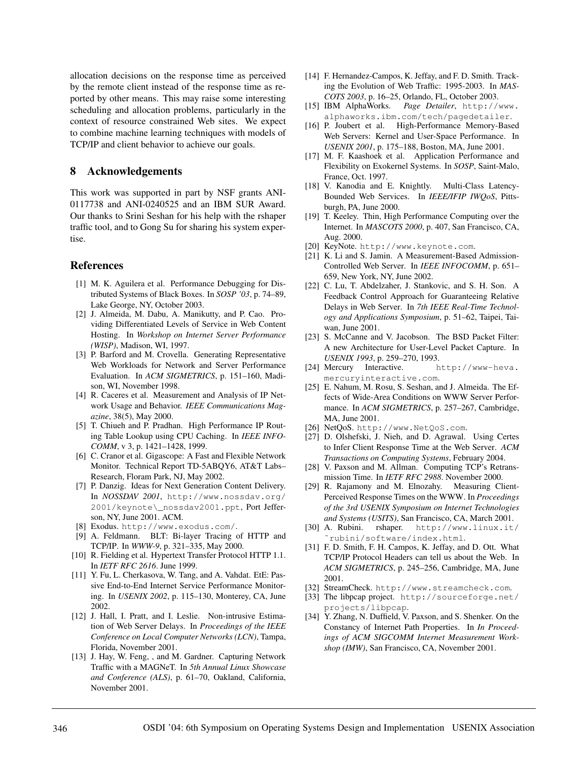allocation decisions on the response time as perceived by the remote client instead of the response time as reported by other means. This may raise some interesting scheduling and allocation problems, particularly in the context of resource constrained Web sites. We expect to combine machine learning techniques with models of TCP/IP and client behavior to achieve our goals.

## 8 Acknowledgements

This work was supported in part by NSF grants ANI-0117738 and ANI-0240525 and an IBM SUR Award. Our thanks to Srini Seshan for his help with the rshaper traffic tool, and to Gong Su for sharing his system expertise.

## References

[1] M. K. Aguilera et al. Performance Debugging for Distributed Systems of Black Boxes. In *SOSP '03*, p. 74–89, Lake George, NY, October 2003.

[2] J. Almeida, M. Dabu, A. Manikutty, and P. Cao. Providing Differentiated Levels of Service in Web Content Hosting. In *Workshop on Internet Server Performance (WISP)*, Madison, WI, 1997.

[3] P. Barford and M. Crovella. Generating Representative Web Workloads for Network and Server Performance Evaluation. In *ACM SIGMETRICS*, p. 151–160, Madison, WI, November 1998.

[4] R. Caceres et al. Measurement and Analysis of IP Network Usage and Behavior. *IEEE Communications Magazine*, 38(5), May 2000.

[5] T. Chiueh and P. Pradhan. High Performance IP Routing Table Lookup using CPU Caching. In *IEEE INFOCOMM*, v 3, p. 1421–1428, 1999.

[6] C. Cranor et al. Gigascope: A Fast and Flexible Network Monitor. Technical Report TD-5ABQY6, AT&T Labs–Research, Floram Park, NJ, May 2002.

[7] P. Danzig. Ideas for Next Generation Content Delivery. In *NOSSDAV 2001*, http://www.nossdav.org/2001/keynote\_nossdav2001.ppt, Port Jefferson, NY, June 2001. ACM.

[8] Exodus. http://www.exodus.com/.

[9] A. Feldmann. BLT: Bi-layer Tracing of HTTP and TCP/IP. In *WWW-9*, p. 321–335, May 2000.

[10] R. Fielding et al. Hypertext Transfer Protocol HTTP 1.1. In *IETF RFC 2616*. June 1999.

[11] Y. Fu, L. Cherkasova, W. Tang, and A. Vahdat. EtE: Passive End-to-End Internet Service Performance Monitoring. In *USENIX 2002*, p. 115–130, Monterey, CA, June 2002.

[12] J. Hall, I. Pratt, and I. Leslie. Non-intrusive Estimation of Web Server Delays. In *Proceedings of the IEEE Conference on Local Computer Networks (LCN)*, Tampa, Florida, November 2001.

[13] J. Hay, W. Feng, , and M. Gardner. Capturing Network Traffic with a MAGNeT. In *5th Annual Linux Showcase and Conference (ALS)*, p. 61–70, Oakland, California, November 2001.

[14] F. Hernandez-Campos, K. Jeffay, and F. D. Smith. Tracking the Evolution of Web Traffic: 1995-2003. In *MASCOTS 2003*, p. 16–25, Orlando, FL, October 2003.

[15] IBM AlphaWorks. *Page Detailer*, http://www.alphaworks.ibm.com/tech/pagedetailer.

[16] P. Joubert et al. High-Performance Memory-Based Web Servers: Kernel and User-Space Performance. In *USENIX 2001*, p. 175–188, Boston, MA, June 2001.

[17] M. F. Kaashoek et al. Application Performance and Flexibility on Exokernel Systems. In *SOSP*, Saint-Malo, France, Oct. 1997.

[18] V. Kanodia and E. Knightly. Multi-Class Latency-Bounded Web Services. In *IEEE/IFIP IWQoS*, Pittsburgh, PA, June 2000.

[19] T. Keeley. Thin, High Performance Computing over the Internet. In *MASCOTS 2000*, p. 407, San Francisco, CA, Aug. 2000.

[20] KeyNote. http://www.keynote.com.

[21] K. Li and S. Jamin. A Measurement-Based Admission-Controlled Web Server. In *IEEE INFOCOMM*, p. 651–659, New York, NY, June 2002.

[22] C. Lu, T. Abdelzaher, J. Stankovic, and S. H. Son. A Feedback Control Approach for Guaranteeing Relative Delays in Web Server. In *7th IEEE Real-Time Technology and Applications Symposium*, p. 51–62, Taipei, Taiwan, June 2001.

[23] S. McCanne and V. Jacobson. The BSD Packet Filter: A new Architecture for User-Level Packet Capture. In *USENIX 1993*, p. 259–270, 1993.

[24] Mercury Interactive. http://www-heva.mercuryinteractive.com.

[25] E. Nahum, M. Rosu, S. Seshan, and J. Almeida. The Effects of Wide-Area Conditions on WWW Server Performance. In *ACM SIGMETRICS*, p. 257–267, Cambridge, MA, June 2001.

[26] NetQoS. http://www.NetQoS.com.

[27] D. Olshefski, J. Nieh, and D. Agrawal. Using Certes to Infer Client Response Time at the Web Server. *ACM Transactions on Computing Systems*, February 2004.

[28] V. Paxson and M. Allman. Computing TCP's Retransmission Time. In *IETF RFC 2988*. November 2000.

[29] R. Rajamony and M. Elnozahy. Measuring Client-Perceived Response Times on the WWW. In *Proceedings of the 3rd USENIX Symposium on Internet Technologies and Systems (USITS)*, San Francisco, CA, March 2001.

[30] A. Rubini. rshaper. http://www.linux.it/~rubini/software/index.html.

[31] F. D. Smith, F. H. Campos, K. Jeffay, and D. Ott. What TCP/IP Protocol Headers can tell us about the Web. In *ACM SIGMETRICS*, p. 245–256, Cambridge, MA, June 2001.

[32] StreamCheck. http://www.streamcheck.com.

[33] The libpcap project. http://sourceforge.net/projects/libpcap.

[34] Y. Zhang, N. Duffield, V. Paxson, and S. Shenker. On the Constancy of Internet Path Properties. In *In Proceedings of ACM SIGCOMM Internet Measurement Workshop (IMW)*, San Francisco, CA, November 2001.